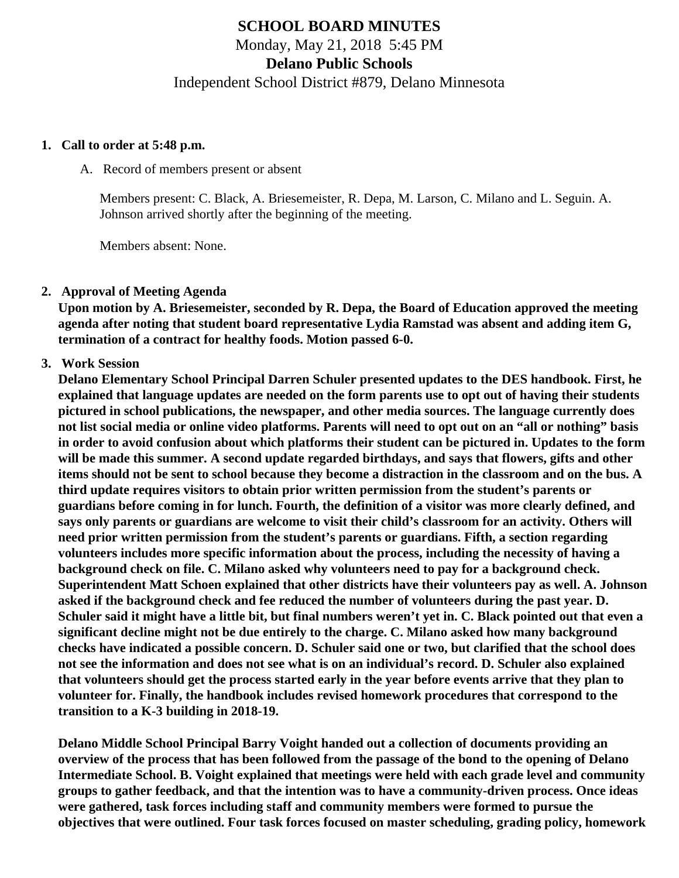# SCHOOL BOARD MINUTES

Monday, May 21, 2018 5:45 PM

**Delano Public Schools**

Independent School District #879, Delano Minnesota

1. **Call to order at 5:48 p.m.**

   A. Record of members present or absent

   Members present: C. Black, A. Briesemeister, R. Depa, M. Larson, C. Milano and L. Seguin. A. Johnson arrived shortly after the beginning of the meeting.

   Members absent: None.

2. **Approval of Meeting Agenda**

   **Upon motion by A. Briesemeister, seconded by R. Depa, the Board of Education approved the meeting agenda after noting that student board representative Lydia Ramstad was absent and adding item G, termination of a contract for healthy foods. Motion passed 6-0.**

3. **Work Session**

   **Delano Elementary School Principal Darren Schuler presented updates to the DES handbook. First, he explained that language updates are needed on the form parents use to opt out of having their students pictured in school publications, the newspaper, and other media sources. The language currently does not list social media or online video platforms. Parents will need to opt out on an "all or nothing" basis in order to avoid confusion about which platforms their student can be pictured in. Updates to the form will be made this summer. A second update regarded birthdays, and says that flowers, gifts and other items should not be sent to school because they become a distraction in the classroom and on the bus. A third update requires visitors to obtain prior written permission from the student's parents or guardians before coming in for lunch. Fourth, the definition of a visitor was more clearly defined, and says only parents or guardians are welcome to visit their child's classroom for an activity. Others will need prior written permission from the student's parents or guardians. Fifth, a section regarding volunteers includes more specific information about the process, including the necessity of having a background check on file. C. Milano asked why volunteers need to pay for a background check. Superintendent Matt Schoen explained that other districts have their volunteers pay as well. A. Johnson asked if the background check and fee reduced the number of volunteers during the past year. D. Schuler said it might have a little bit, but final numbers weren't yet in. C. Black pointed out that even a significant decline might not be due entirely to the charge. C. Milano asked how many background checks have indicated a possible concern. D. Schuler said one or two, but clarified that the school does not see the information and does not see what is on an individual's record. D. Schuler also explained that volunteers should get the process started early in the year before events arrive that they plan to volunteer for. Finally, the handbook includes revised homework procedures that correspond to the transition to a K-3 building in 2018-19.**

   **Delano Middle School Principal Barry Voight handed out a collection of documents providing an overview of the process that has been followed from the passage of the bond to the opening of Delano Intermediate School. B. Voight explained that meetings were held with each grade level and community groups to gather feedback, and that the intention was to have a community-driven process. Once ideas were gathered, task forces including staff and community members were formed to pursue the objectives that were outlined. Four task forces focused on master scheduling, grading policy, homework**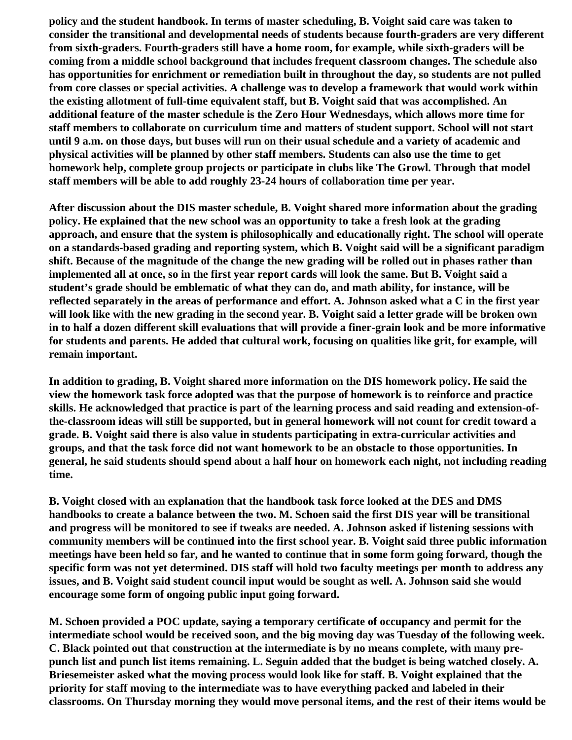**policy and the student handbook. In terms of master scheduling, B. Voight said care was taken to consider the transitional and developmental needs of students because fourth-graders are very different from sixth-graders. Fourth-graders still have a home room, for example, while sixth-graders will be coming from a middle school background that includes frequent classroom changes. The schedule also has opportunities for enrichment or remediation built in throughout the day, so students are not pulled from core classes or special activities. A challenge was to develop a framework that would work within the existing allotment of full-time equivalent staff, but B. Voight said that was accomplished. An additional feature of the master schedule is the Zero Hour Wednesdays, which allows more time for staff members to collaborate on curriculum time and matters of student support. School will not start until 9 a.m. on those days, but buses will run on their usual schedule and a variety of academic and physical activities will be planned by other staff members. Students can also use the time to get homework help, complete group projects or participate in clubs like The Growl. Through that model staff members will be able to add roughly 23-24 hours of collaboration time per year.**

**After discussion about the DIS master schedule, B. Voight shared more information about the grading policy. He explained that the new school was an opportunity to take a fresh look at the grading approach, and ensure that the system is philosophically and educationally right. The school will operate on a standards-based grading and reporting system, which B. Voight said will be a significant paradigm shift. Because of the magnitude of the change the new grading will be rolled out in phases rather than implemented all at once, so in the first year report cards will look the same. But B. Voight said a student's grade should be emblematic of what they can do, and math ability, for instance, will be reflected separately in the areas of performance and effort. A. Johnson asked what a C in the first year will look like with the new grading in the second year. B. Voight said a letter grade will be broken own in to half a dozen different skill evaluations that will provide a finer-grain look and be more informative for students and parents. He added that cultural work, focusing on qualities like grit, for example, will remain important.**

**In addition to grading, B. Voight shared more information on the DIS homework policy. He said the view the homework task force adopted was that the purpose of homework is to reinforce and practice skills. He acknowledged that practice is part of the learning process and said reading and extension-of-the-classroom ideas will still be supported, but in general homework will not count for credit toward a grade. B. Voight said there is also value in students participating in extra-curricular activities and groups, and that the task force did not want homework to be an obstacle to those opportunities. In general, he said students should spend about a half hour on homework each night, not including reading time.**

**B. Voight closed with an explanation that the handbook task force looked at the DES and DMS handbooks to create a balance between the two. M. Schoen said the first DIS year will be transitional and progress will be monitored to see if tweaks are needed. A. Johnson asked if listening sessions with community members will be continued into the first school year. B. Voight said three public information meetings have been held so far, and he wanted to continue that in some form going forward, though the specific form was not yet determined. DIS staff will hold two faculty meetings per month to address any issues, and B. Voight said student council input would be sought as well. A. Johnson said she would encourage some form of ongoing public input going forward.**

**M. Schoen provided a POC update, saying a temporary certificate of occupancy and permit for the intermediate school would be received soon, and the big moving day was Tuesday of the following week. C. Black pointed out that construction at the intermediate is by no means complete, with many pre-punch list and punch list items remaining. L. Seguin added that the budget is being watched closely. A. Briesemeister asked what the moving process would look like for staff. B. Voight explained that the priority for staff moving to the intermediate was to have everything packed and labeled in their classrooms. On Thursday morning they would move personal items, and the rest of their items would be**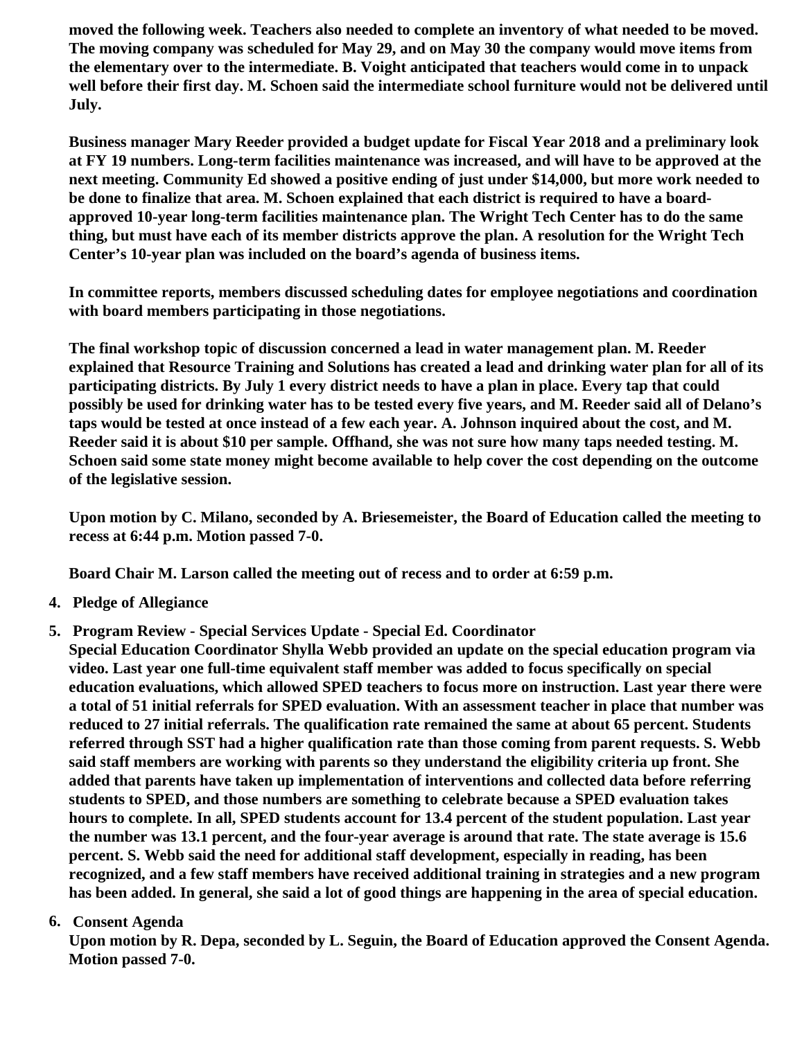**moved the following week. Teachers also needed to complete an inventory of what needed to be moved. The moving company was scheduled for May 29, and on May 30 the company would move items from the elementary over to the intermediate. B. Voight anticipated that teachers would come in to unpack well before their first day. M. Schoen said the intermediate school furniture would not be delivered until July.**

**Business manager Mary Reeder provided a budget update for Fiscal Year 2018 and a preliminary look at FY 19 numbers. Long-term facilities maintenance was increased, and will have to be approved at the next meeting. Community Ed showed a positive ending of just under $14,000, but more work needed to be done to finalize that area. M. Schoen explained that each district is required to have a board-approved 10-year long-term facilities maintenance plan. The Wright Tech Center has to do the same thing, but must have each of its member districts approve the plan. A resolution for the Wright Tech Center's 10-year plan was included on the board's agenda of business items.**

**In committee reports, members discussed scheduling dates for employee negotiations and coordination with board members participating in those negotiations.**

**The final workshop topic of discussion concerned a lead in water management plan. M. Reeder explained that Resource Training and Solutions has created a lead and drinking water plan for all of its participating districts. By July 1 every district needs to have a plan in place. Every tap that could possibly be used for drinking water has to be tested every five years, and M. Reeder said all of Delano's taps would be tested at once instead of a few each year. A. Johnson inquired about the cost, and M. Reeder said it is about $10 per sample. Offhand, she was not sure how many taps needed testing. M. Schoen said some state money might become available to help cover the cost depending on the outcome of the legislative session.**

**Upon motion by C. Milano, seconded by A. Briesemeister, the Board of Education called the meeting to recess at 6:44 p.m. Motion passed 7-0.**

**Board Chair M. Larson called the meeting out of recess and to order at 6:59 p.m.**

4. **Pledge of Allegiance**

5. **Program Review - Special Services Update - Special Ed. Coordinator**
   **Special Education Coordinator Shylla Webb provided an update on the special education program via video. Last year one full-time equivalent staff member was added to focus specifically on special education evaluations, which allowed SPED teachers to focus more on instruction. Last year there were a total of 51 initial referrals for SPED evaluation. With an assessment teacher in place that number was reduced to 27 initial referrals. The qualification rate remained the same at about 65 percent. Students referred through SST had a higher qualification rate than those coming from parent requests. S. Webb said staff members are working with parents so they understand the eligibility criteria up front. She added that parents have taken up implementation of interventions and collected data before referring students to SPED, and those numbers are something to celebrate because a SPED evaluation takes hours to complete. In all, SPED students account for 13.4 percent of the student population. Last year the number was 13.1 percent, and the four-year average is around that rate. The state average is 15.6 percent. S. Webb said the need for additional staff development, especially in reading, has been recognized, and a few staff members have received additional training in strategies and a new program has been added. In general, she said a lot of good things are happening in the area of special education.**

6. **Consent Agenda**
   **Upon motion by R. Depa, seconded by L. Seguin, the Board of Education approved the Consent Agenda. Motion passed 7-0.**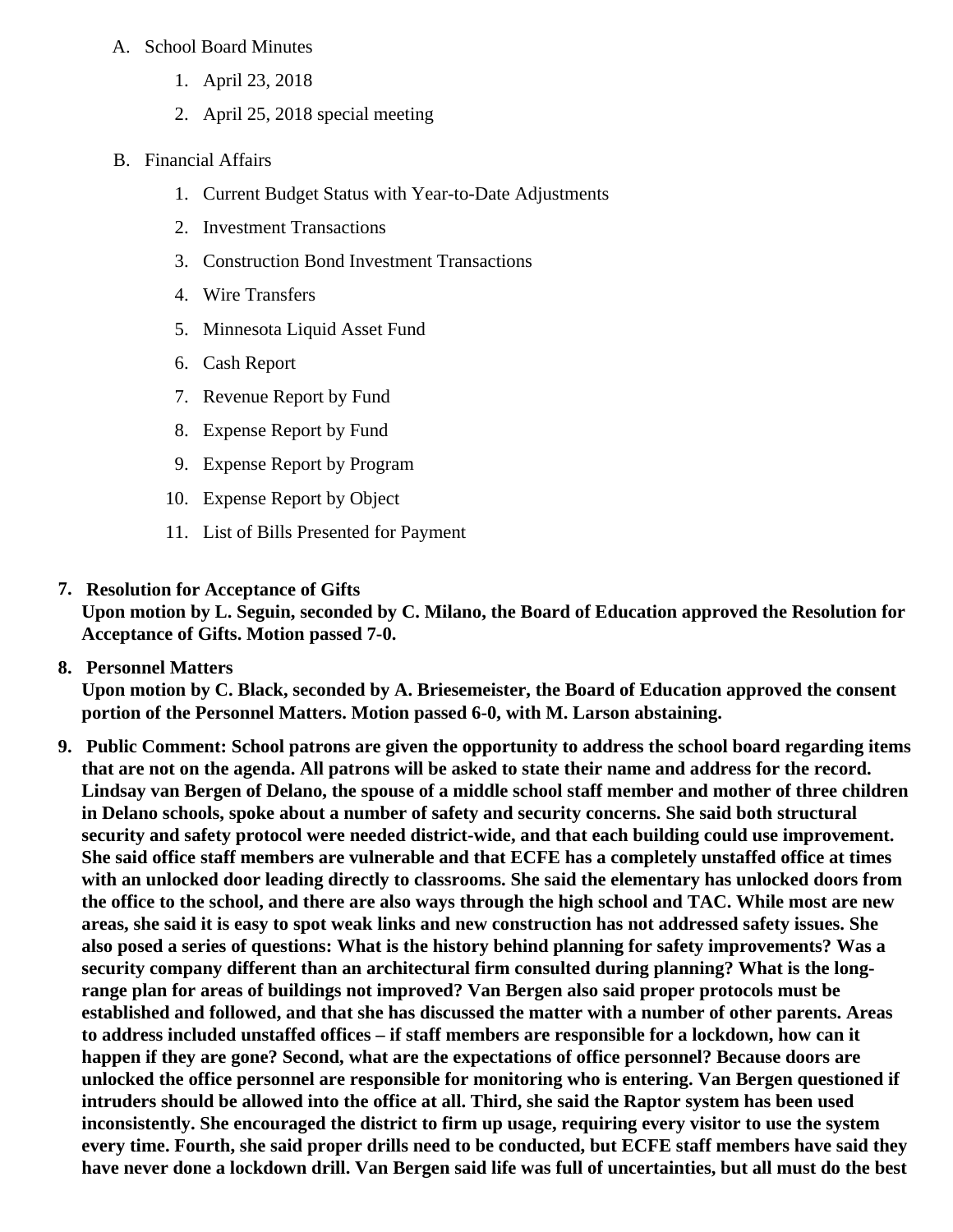A. School Board Minutes
    1. April 23, 2018
    2. April 25, 2018 special meeting

B. Financial Affairs
    1. Current Budget Status with Year-to-Date Adjustments
    2. Investment Transactions
    3. Construction Bond Investment Transactions
    4. Wire Transfers
    5. Minnesota Liquid Asset Fund
    6. Cash Report
    7. Revenue Report by Fund
    8. Expense Report by Fund
    9. Expense Report by Program
    10. Expense Report by Object
    11. List of Bills Presented for Payment

7. **Resolution for Acceptance of Gifts**
   **Upon motion by L. Seguin, seconded by C. Milano, the Board of Education approved the Resolution for Acceptance of Gifts. Motion passed 7-0.**

8. **Personnel Matters**
   **Upon motion by C. Black, seconded by A. Briesemeister, the Board of Education approved the consent portion of the Personnel Matters. Motion passed 6-0, with M. Larson abstaining.**

9. **Public Comment: School patrons are given the opportunity to address the school board regarding items that are not on the agenda. All patrons will be asked to state their name and address for the record. Lindsay van Bergen of Delano, the spouse of a middle school staff member and mother of three children in Delano schools, spoke about a number of safety and security concerns. She said both structural security and safety protocol were needed district-wide, and that each building could use improvement. She said office staff members are vulnerable and that ECFE has a completely unstaffed office at times with an unlocked door leading directly to classrooms. She said the elementary has unlocked doors from the office to the school, and there are also ways through the high school and TAC. While most are new areas, she said it is easy to spot weak links and new construction has not addressed safety issues. She also posed a series of questions: What is the history behind planning for safety improvements? Was a security company different than an architectural firm consulted during planning? What is the long-range plan for areas of buildings not improved? Van Bergen also said proper protocols must be established and followed, and that she has discussed the matter with a number of other parents. Areas to address included unstaffed offices – if staff members are responsible for a lockdown, how can it happen if they are gone? Second, what are the expectations of office personnel? Because doors are unlocked the office personnel are responsible for monitoring who is entering. Van Bergen questioned if intruders should be allowed into the office at all. Third, she said the Raptor system has been used inconsistently. She encouraged the district to firm up usage, requiring every visitor to use the system every time. Fourth, she said proper drills need to be conducted, but ECFE staff members have said they have never done a lockdown drill. Van Bergen said life was full of uncertainties, but all must do the best**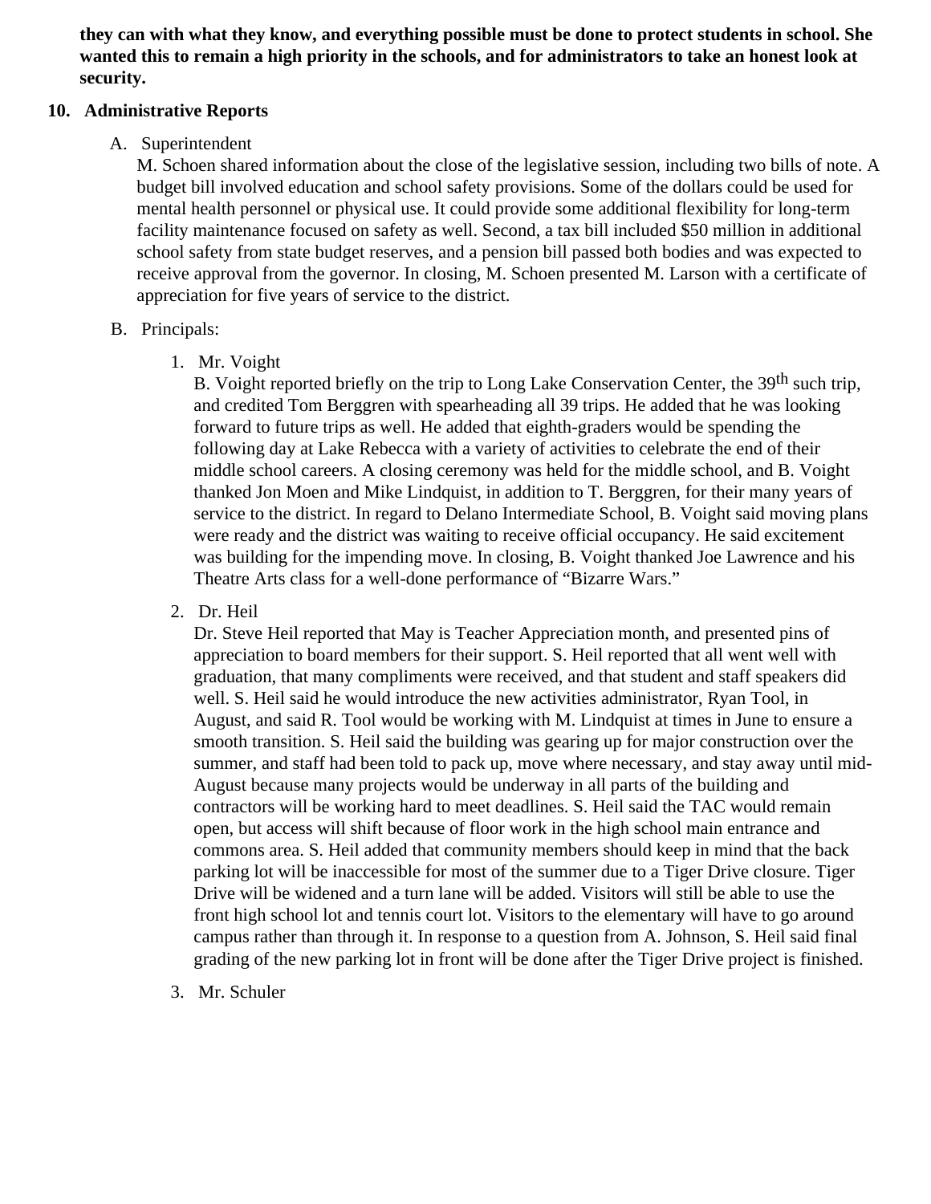**they can with what they know, and everything possible must be done to protect students in school. She wanted this to remain a high priority in the schools, and for administrators to take an honest look at security.**

## 10. Administrative Reports

A. Superintendent

M. Schoen shared information about the close of the legislative session, including two bills of note. A budget bill involved education and school safety provisions. Some of the dollars could be used for mental health personnel or physical use. It could provide some additional flexibility for long-term facility maintenance focused on safety as well. Second, a tax bill included $50 million in additional school safety from state budget reserves, and a pension bill passed both bodies and was expected to receive approval from the governor. In closing, M. Schoen presented M. Larson with a certificate of appreciation for five years of service to the district.

B. Principals:

1. Mr. Voight

   B. Voight reported briefly on the trip to Long Lake Conservation Center, the 39th such trip, and credited Tom Berggren with spearheading all 39 trips. He added that he was looking forward to future trips as well. He added that eighth-graders would be spending the following day at Lake Rebecca with a variety of activities to celebrate the end of their middle school careers. A closing ceremony was held for the middle school, and B. Voight thanked Jon Moen and Mike Lindquist, in addition to T. Berggren, for their many years of service to the district. In regard to Delano Intermediate School, B. Voight said moving plans were ready and the district was waiting to receive official occupancy. He said excitement was building for the impending move. In closing, B. Voight thanked Joe Lawrence and his Theatre Arts class for a well-done performance of "Bizarre Wars."

2. Dr. Heil

   Dr. Steve Heil reported that May is Teacher Appreciation month, and presented pins of appreciation to board members for their support. S. Heil reported that all went well with graduation, that many compliments were received, and that student and staff speakers did well. S. Heil said he would introduce the new activities administrator, Ryan Tool, in August, and said R. Tool would be working with M. Lindquist at times in June to ensure a smooth transition. S. Heil said the building was gearing up for major construction over the summer, and staff had been told to pack up, move where necessary, and stay away until mid-August because many projects would be underway in all parts of the building and contractors will be working hard to meet deadlines. S. Heil said the TAC would remain open, but access will shift because of floor work in the high school main entrance and commons area. S. Heil added that community members should keep in mind that the back parking lot will be inaccessible for most of the summer due to a Tiger Drive closure. Tiger Drive will be widened and a turn lane will be added. Visitors will still be able to use the front high school lot and tennis court lot. Visitors to the elementary will have to go around campus rather than through it. In response to a question from A. Johnson, S. Heil said final grading of the new parking lot in front will be done after the Tiger Drive project is finished.

3. Mr. Schuler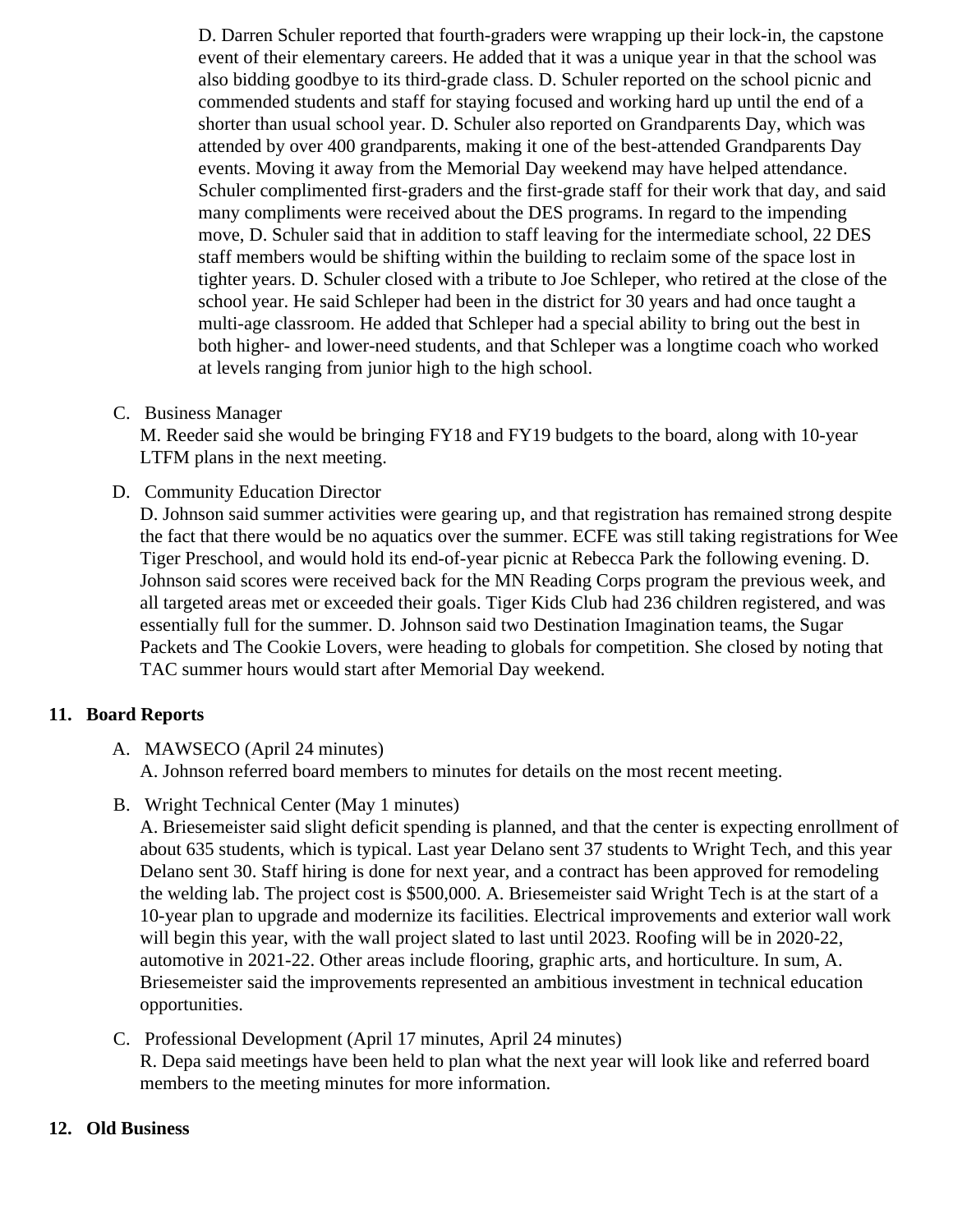D. Darren Schuler reported that fourth-graders were wrapping up their lock-in, the capstone event of their elementary careers. He added that it was a unique year in that the school was also bidding goodbye to its third-grade class. D. Schuler reported on the school picnic and commended students and staff for staying focused and working hard up until the end of a shorter than usual school year. D. Schuler also reported on Grandparents Day, which was attended by over 400 grandparents, making it one of the best-attended Grandparents Day events. Moving it away from the Memorial Day weekend may have helped attendance. Schuler complimented first-graders and the first-grade staff for their work that day, and said many compliments were received about the DES programs. In regard to the impending move, D. Schuler said that in addition to staff leaving for the intermediate school, 22 DES staff members would be shifting within the building to reclaim some of the space lost in tighter years. D. Schuler closed with a tribute to Joe Schleper, who retired at the close of the school year. He said Schleper had been in the district for 30 years and had once taught a multi-age classroom. He added that Schleper had a special ability to bring out the best in both higher- and lower-need students, and that Schleper was a longtime coach who worked at levels ranging from junior high to the high school.

C. Business Manager
M. Reeder said she would be bringing FY18 and FY19 budgets to the board, along with 10-year LTFM plans in the next meeting.

D. Community Education Director
D. Johnson said summer activities were gearing up, and that registration has remained strong despite the fact that there would be no aquatics over the summer. ECFE was still taking registrations for Wee Tiger Preschool, and would hold its end-of-year picnic at Rebecca Park the following evening. D. Johnson said scores were received back for the MN Reading Corps program the previous week, and all targeted areas met or exceeded their goals. Tiger Kids Club had 236 children registered, and was essentially full for the summer. D. Johnson said two Destination Imagination teams, the Sugar Packets and The Cookie Lovers, were heading to globals for competition. She closed by noting that TAC summer hours would start after Memorial Day weekend.

## 11. Board Reports

A. MAWSECO (April 24 minutes)
A. Johnson referred board members to minutes for details on the most recent meeting.

B. Wright Technical Center (May 1 minutes)
A. Briesemeister said slight deficit spending is planned, and that the center is expecting enrollment of about 635 students, which is typical. Last year Delano sent 37 students to Wright Tech, and this year Delano sent 30. Staff hiring is done for next year, and a contract has been approved for remodeling the welding lab. The project cost is $500,000. A. Briesemeister said Wright Tech is at the start of a 10-year plan to upgrade and modernize its facilities. Electrical improvements and exterior wall work will begin this year, with the wall project slated to last until 2023. Roofing will be in 2020-22, automotive in 2021-22. Other areas include flooring, graphic arts, and horticulture. In sum, A. Briesemeister said the improvements represented an ambitious investment in technical education opportunities.

C. Professional Development (April 17 minutes, April 24 minutes)
R. Depa said meetings have been held to plan what the next year will look like and referred board members to the meeting minutes for more information.

## 12. Old Business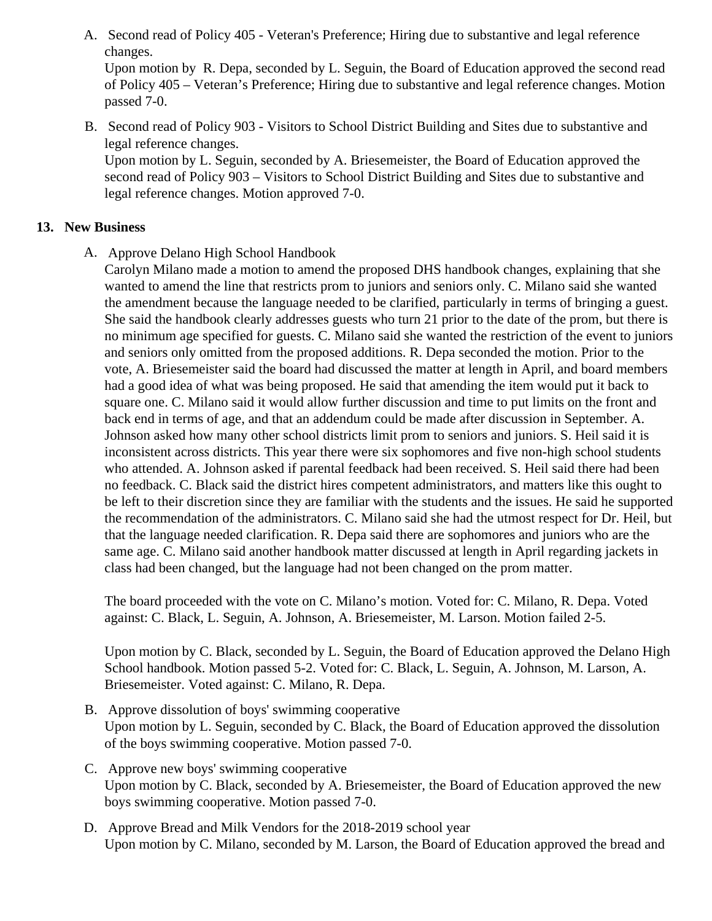A. Second read of Policy 405 - Veteran's Preference; Hiring due to substantive and legal reference changes.
   Upon motion by R. Depa, seconded by L. Seguin, the Board of Education approved the second read of Policy 405 – Veteran's Preference; Hiring due to substantive and legal reference changes. Motion passed 7-0.

B. Second read of Policy 903 - Visitors to School District Building and Sites due to substantive and legal reference changes.
   Upon motion by L. Seguin, seconded by A. Briesemeister, the Board of Education approved the second read of Policy 903 – Visitors to School District Building and Sites due to substantive and legal reference changes. Motion approved 7-0.

**13. New Business**

A. Approve Delano High School Handbook
   Carolyn Milano made a motion to amend the proposed DHS handbook changes, explaining that she wanted to amend the line that restricts prom to juniors and seniors only. C. Milano said she wanted the amendment because the language needed to be clarified, particularly in terms of bringing a guest. She said the handbook clearly addresses guests who turn 21 prior to the date of the prom, but there is no minimum age specified for guests. C. Milano said she wanted the restriction of the event to juniors and seniors only omitted from the proposed additions. R. Depa seconded the motion. Prior to the vote, A. Briesemeister said the board had discussed the matter at length in April, and board members had a good idea of what was being proposed. He said that amending the item would put it back to square one. C. Milano said it would allow further discussion and time to put limits on the front and back end in terms of age, and that an addendum could be made after discussion in September. A. Johnson asked how many other school districts limit prom to seniors and juniors. S. Heil said it is inconsistent across districts. This year there were six sophomores and five non-high school students who attended. A. Johnson asked if parental feedback had been received. S. Heil said there had been no feedback. C. Black said the district hires competent administrators, and matters like this ought to be left to their discretion since they are familiar with the students and the issues. He said he supported the recommendation of the administrators. C. Milano said she had the utmost respect for Dr. Heil, but that the language needed clarification. R. Depa said there are sophomores and juniors who are the same age. C. Milano said another handbook matter discussed at length in April regarding jackets in class had been changed, but the language had not been changed on the prom matter.

   The board proceeded with the vote on C. Milano's motion. Voted for: C. Milano, R. Depa. Voted against: C. Black, L. Seguin, A. Johnson, A. Briesemeister, M. Larson. Motion failed 2-5.

   Upon motion by C. Black, seconded by L. Seguin, the Board of Education approved the Delano High School handbook. Motion passed 5-2. Voted for: C. Black, L. Seguin, A. Johnson, M. Larson, A. Briesemeister. Voted against: C. Milano, R. Depa.

B. Approve dissolution of boys' swimming cooperative
   Upon motion by L. Seguin, seconded by C. Black, the Board of Education approved the dissolution of the boys swimming cooperative. Motion passed 7-0.

C. Approve new boys' swimming cooperative
   Upon motion by C. Black, seconded by A. Briesemeister, the Board of Education approved the new boys swimming cooperative. Motion passed 7-0.

D. Approve Bread and Milk Vendors for the 2018-2019 school year
   Upon motion by C. Milano, seconded by M. Larson, the Board of Education approved the bread and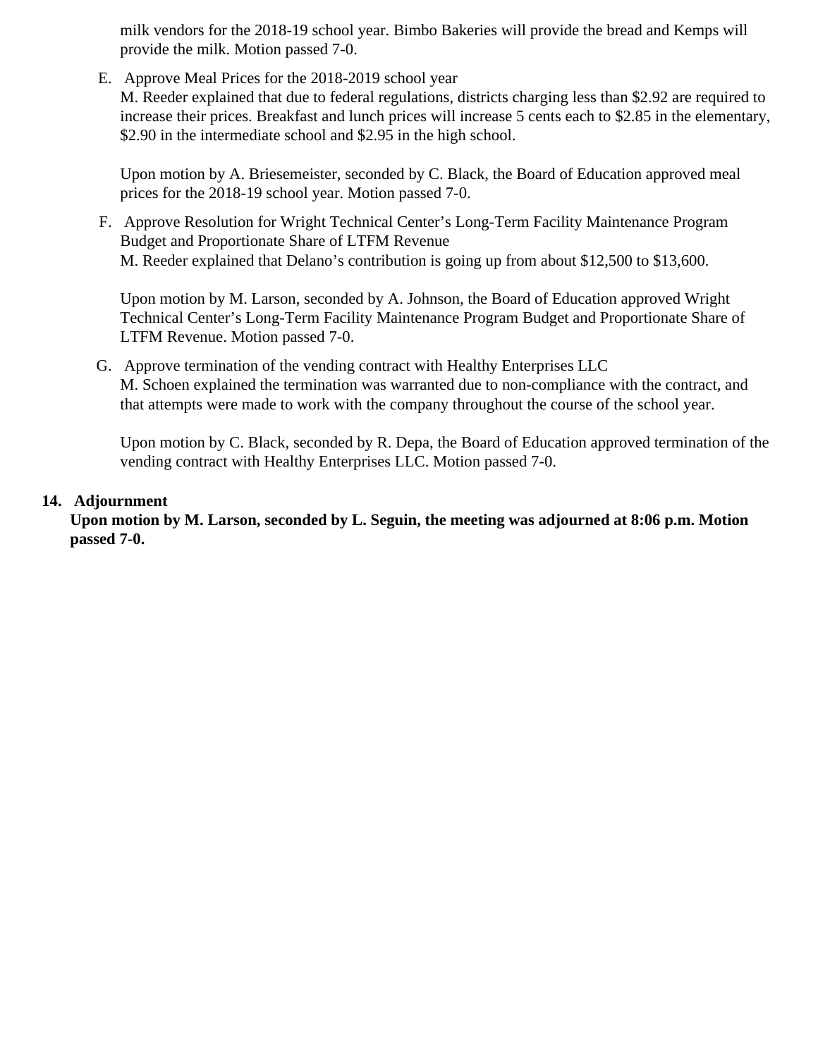milk vendors for the 2018-19 school year. Bimbo Bakeries will provide the bread and Kemps will provide the milk. Motion passed 7-0.

E. Approve Meal Prices for the 2018-2019 school year
M. Reeder explained that due to federal regulations, districts charging less than $2.92 are required to increase their prices. Breakfast and lunch prices will increase 5 cents each to $2.85 in the elementary, $2.90 in the intermediate school and $2.95 in the high school.

Upon motion by A. Briesemeister, seconded by C. Black, the Board of Education approved meal prices for the 2018-19 school year. Motion passed 7-0.

F. Approve Resolution for Wright Technical Center's Long-Term Facility Maintenance Program Budget and Proportionate Share of LTFM Revenue
M. Reeder explained that Delano's contribution is going up from about $12,500 to $13,600.

Upon motion by M. Larson, seconded by A. Johnson, the Board of Education approved Wright Technical Center's Long-Term Facility Maintenance Program Budget and Proportionate Share of LTFM Revenue. Motion passed 7-0.

G. Approve termination of the vending contract with Healthy Enterprises LLC
M. Schoen explained the termination was warranted due to non-compliance with the contract, and that attempts were made to work with the company throughout the course of the school year.

Upon motion by C. Black, seconded by R. Depa, the Board of Education approved termination of the vending contract with Healthy Enterprises LLC. Motion passed 7-0.

**14. Adjournment**

**Upon motion by M. Larson, seconded by L. Seguin, the meeting was adjourned at 8:06 p.m. Motion passed 7-0.**